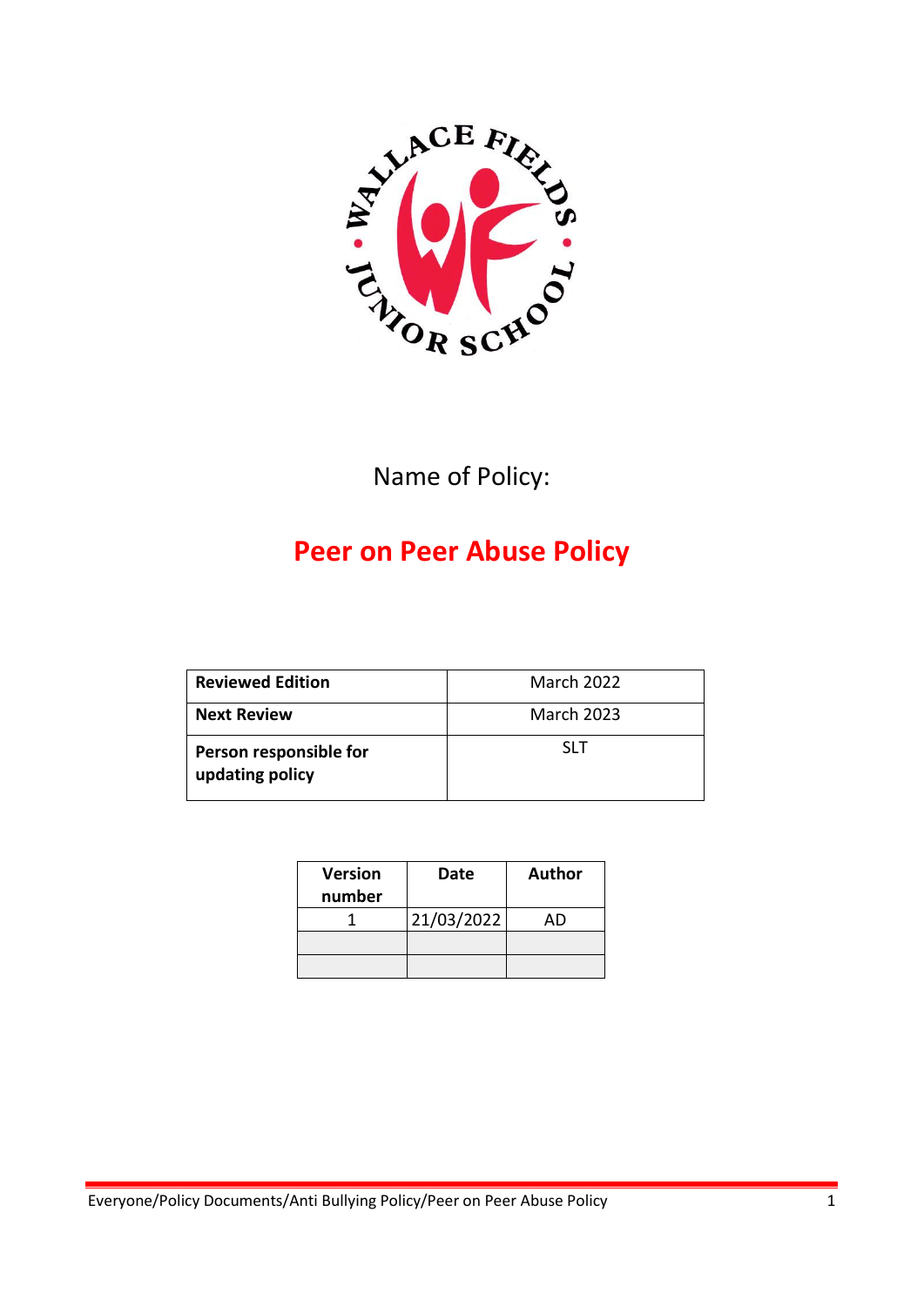Name of Policy:

# Peer on Peer Abuse Policy

| **Reviewed Edition** | March 2022 |
| --- | --- |
| **Next Review** | March 2023 |
| **Person responsible for updating policy** | SLT |

| Version number | Date | Author |
| --- | --- | --- |
| 1 | 21/03/2022 | AD |
| | | |
| | | |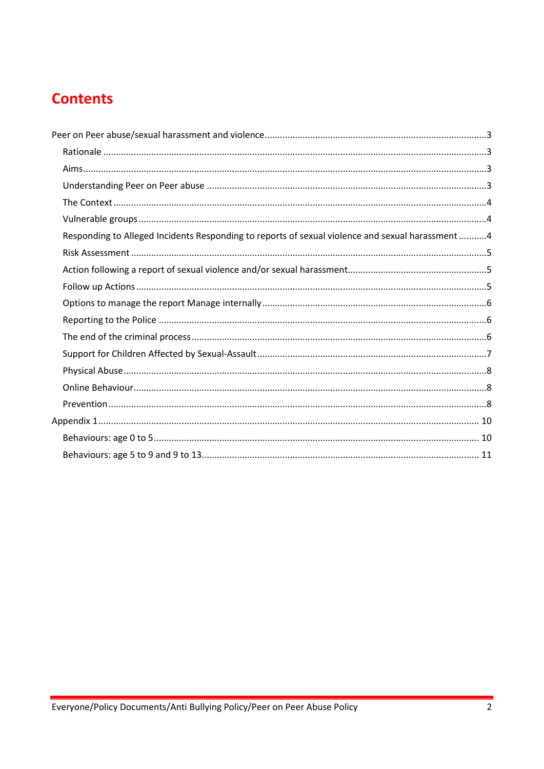# Contents

Peer on Peer abuse/sexual harassment and violence ..... 3

- Rationale ..... 3
- Aims ..... 3
- Understanding Peer on Peer abuse ..... 3
- The Context ..... 4
- Vulnerable groups ..... 4
- Responding to Alleged Incidents Responding to reports of sexual violence and sexual harassment ..... 4
- Risk Assessment ..... 5
- Action following a report of sexual violence and/or sexual harassment ..... 5
- Follow up Actions ..... 5
- Options to manage the report Manage internally ..... 6
- Reporting to the Police ..... 6
- The end of the criminal process ..... 6
- Support for Children Affected by Sexual-Assault ..... 7
- Physical Abuse ..... 8
- Online Behaviour ..... 8
- Prevention ..... 8

Appendix 1 ..... 10

- Behaviours: age 0 to 5 ..... 10
- Behaviours: age 5 to 9 and 9 to 13 ..... 11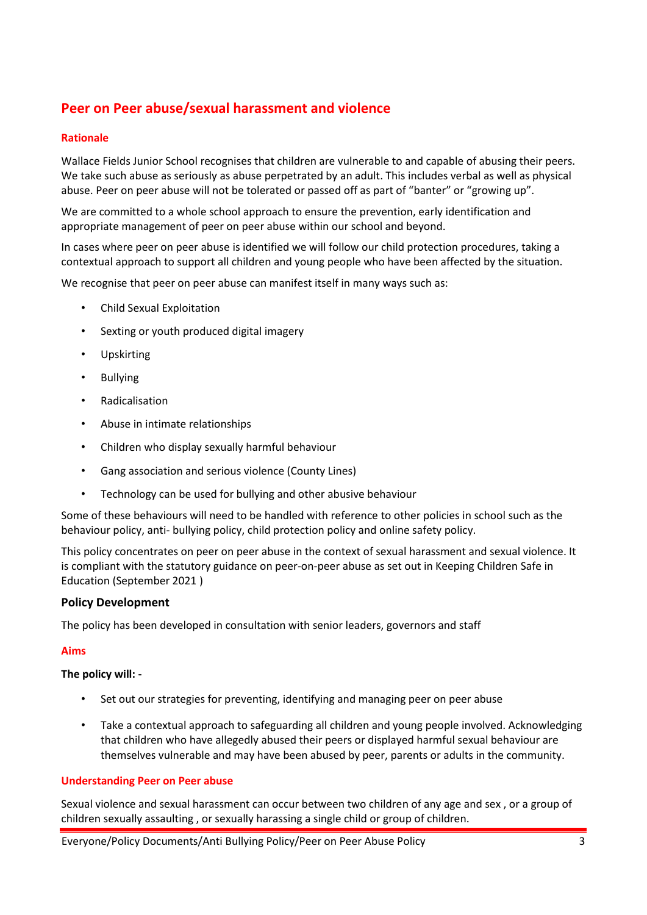## Peer on Peer abuse/sexual harassment and violence

### Rationale

Wallace Fields Junior School recognises that children are vulnerable to and capable of abusing their peers. We take such abuse as seriously as abuse perpetrated by an adult. This includes verbal as well as physical abuse. Peer on peer abuse will not be tolerated or passed off as part of "banter" or "growing up".

We are committed to a whole school approach to ensure the prevention, early identification and appropriate management of peer on peer abuse within our school and beyond.

In cases where peer on peer abuse is identified we will follow our child protection procedures, taking a contextual approach to support all children and young people who have been affected by the situation.

We recognise that peer on peer abuse can manifest itself in many ways such as:

- Child Sexual Exploitation
- Sexting or youth produced digital imagery
- Upskirting
- Bullying
- Radicalisation
- Abuse in intimate relationships
- Children who display sexually harmful behaviour
- Gang association and serious violence (County Lines)
- Technology can be used for bullying and other abusive behaviour

Some of these behaviours will need to be handled with reference to other policies in school such as the behaviour policy, anti- bullying policy, child protection policy and online safety policy.

This policy concentrates on peer on peer abuse in the context of sexual harassment and sexual violence. It is compliant with the statutory guidance on peer-on-peer abuse as set out in Keeping Children Safe in Education (September 2021 )

### Policy Development

The policy has been developed in consultation with senior leaders, governors and staff

### Aims

**The policy will: -**

- Set out our strategies for preventing, identifying and managing peer on peer abuse
- Take a contextual approach to safeguarding all children and young people involved. Acknowledging that children who have allegedly abused their peers or displayed harmful sexual behaviour are themselves vulnerable and may have been abused by peer, parents or adults in the community.

### Understanding Peer on Peer abuse

Sexual violence and sexual harassment can occur between two children of any age and sex , or a group of children sexually assaulting , or sexually harassing a single child or group of children.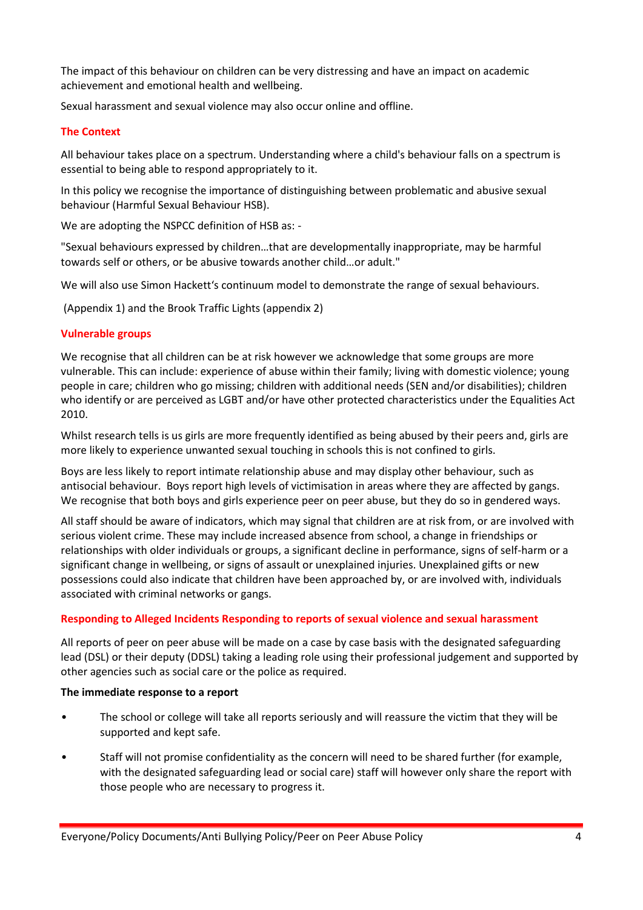The impact of this behaviour on children can be very distressing and have an impact on academic achievement and emotional health and wellbeing.

Sexual harassment and sexual violence may also occur online and offline.

## The Context

All behaviour takes place on a spectrum. Understanding where a child's behaviour falls on a spectrum is essential to being able to respond appropriately to it.

In this policy we recognise the importance of distinguishing between problematic and abusive sexual behaviour (Harmful Sexual Behaviour HSB).

We are adopting the NSPCC definition of HSB as: -

"Sexual behaviours expressed by children…that are developmentally inappropriate, may be harmful towards self or others, or be abusive towards another child…or adult."

We will also use Simon Hackett's continuum model to demonstrate the range of sexual behaviours.

(Appendix 1) and the Brook Traffic Lights (appendix 2)

## Vulnerable groups

We recognise that all children can be at risk however we acknowledge that some groups are more vulnerable. This can include: experience of abuse within their family; living with domestic violence; young people in care; children who go missing; children with additional needs (SEN and/or disabilities); children who identify or are perceived as LGBT and/or have other protected characteristics under the Equalities Act 2010.

Whilst research tells is us girls are more frequently identified as being abused by their peers and, girls are more likely to experience unwanted sexual touching in schools this is not confined to girls.

Boys are less likely to report intimate relationship abuse and may display other behaviour, such as antisocial behaviour. Boys report high levels of victimisation in areas where they are affected by gangs. We recognise that both boys and girls experience peer on peer abuse, but they do so in gendered ways.

All staff should be aware of indicators, which may signal that children are at risk from, or are involved with serious violent crime. These may include increased absence from school, a change in friendships or relationships with older individuals or groups, a significant decline in performance, signs of self-harm or a significant change in wellbeing, or signs of assault or unexplained injuries. Unexplained gifts or new possessions could also indicate that children have been approached by, or are involved with, individuals associated with criminal networks or gangs.

## Responding to Alleged Incidents Responding to reports of sexual violence and sexual harassment

All reports of peer on peer abuse will be made on a case by case basis with the designated safeguarding lead (DSL) or their deputy (DDSL) taking a leading role using their professional judgement and supported by other agencies such as social care or the police as required.

**The immediate response to a report**

- The school or college will take all reports seriously and will reassure the victim that they will be supported and kept safe.
- Staff will not promise confidentiality as the concern will need to be shared further (for example, with the designated safeguarding lead or social care) staff will however only share the report with those people who are necessary to progress it.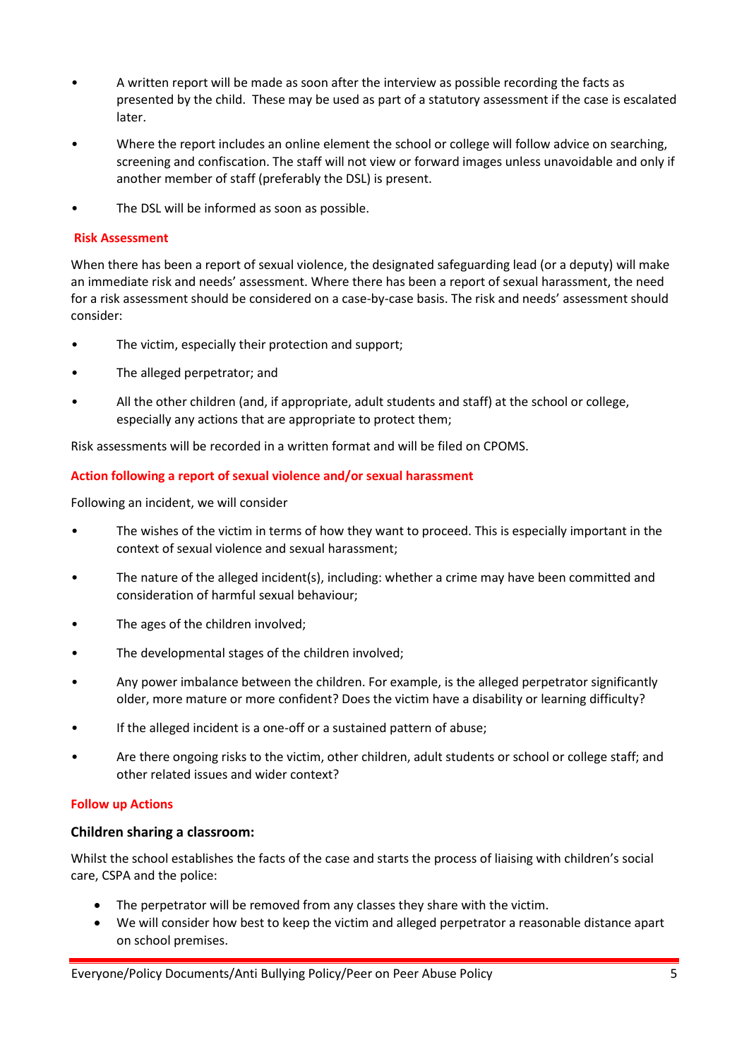- A written report will be made as soon after the interview as possible recording the facts as presented by the child. These may be used as part of a statutory assessment if the case is escalated later.
- Where the report includes an online element the school or college will follow advice on searching, screening and confiscation. The staff will not view or forward images unless unavoidable and only if another member of staff (preferably the DSL) is present.
- The DSL will be informed as soon as possible.

### Risk Assessment

When there has been a report of sexual violence, the designated safeguarding lead (or a deputy) will make an immediate risk and needs' assessment. Where there has been a report of sexual harassment, the need for a risk assessment should be considered on a case-by-case basis. The risk and needs' assessment should consider:

- The victim, especially their protection and support;
- The alleged perpetrator; and
- All the other children (and, if appropriate, adult students and staff) at the school or college, especially any actions that are appropriate to protect them;

Risk assessments will be recorded in a written format and will be filed on CPOMS.

### Action following a report of sexual violence and/or sexual harassment

Following an incident, we will consider

- The wishes of the victim in terms of how they want to proceed. This is especially important in the context of sexual violence and sexual harassment;
- The nature of the alleged incident(s), including: whether a crime may have been committed and consideration of harmful sexual behaviour;
- The ages of the children involved;
- The developmental stages of the children involved;
- Any power imbalance between the children. For example, is the alleged perpetrator significantly older, more mature or more confident? Does the victim have a disability or learning difficulty?
- If the alleged incident is a one-off or a sustained pattern of abuse;
- Are there ongoing risks to the victim, other children, adult students or school or college staff; and other related issues and wider context?

### Follow up Actions

#### Children sharing a classroom:

Whilst the school establishes the facts of the case and starts the process of liaising with children's social care, CSPA and the police:

- The perpetrator will be removed from any classes they share with the victim.
- We will consider how best to keep the victim and alleged perpetrator a reasonable distance apart on school premises.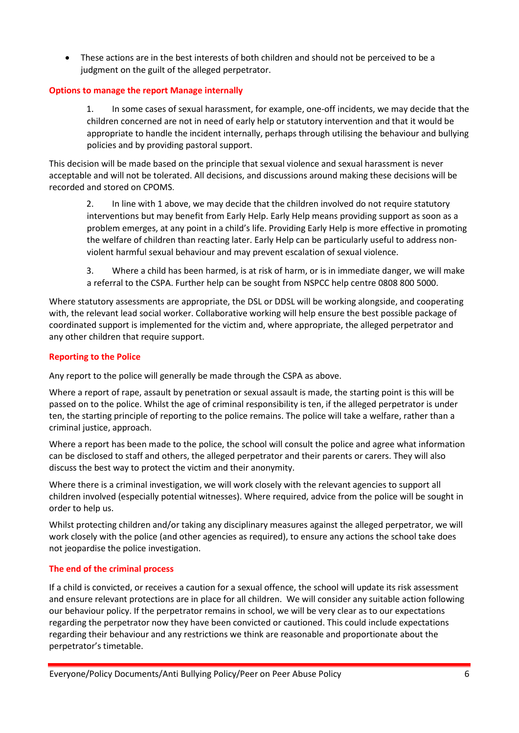- These actions are in the best interests of both children and should not be perceived to be a judgment on the guilt of the alleged perpetrator.

### Options to manage the report Manage internally

1. In some cases of sexual harassment, for example, one-off incidents, we may decide that the children concerned are not in need of early help or statutory intervention and that it would be appropriate to handle the incident internally, perhaps through utilising the behaviour and bullying policies and by providing pastoral support.

This decision will be made based on the principle that sexual violence and sexual harassment is never acceptable and will not be tolerated. All decisions, and discussions around making these decisions will be recorded and stored on CPOMS.

2. In line with 1 above, we may decide that the children involved do not require statutory interventions but may benefit from Early Help. Early Help means providing support as soon as a problem emerges, at any point in a child's life. Providing Early Help is more effective in promoting the welfare of children than reacting later. Early Help can be particularly useful to address non-violent harmful sexual behaviour and may prevent escalation of sexual violence.

3. Where a child has been harmed, is at risk of harm, or is in immediate danger, we will make a referral to the CSPA. Further help can be sought from NSPCC help centre 0808 800 5000.

Where statutory assessments are appropriate, the DSL or DDSL will be working alongside, and cooperating with, the relevant lead social worker. Collaborative working will help ensure the best possible package of coordinated support is implemented for the victim and, where appropriate, the alleged perpetrator and any other children that require support.

### Reporting to the Police

Any report to the police will generally be made through the CSPA as above.

Where a report of rape, assault by penetration or sexual assault is made, the starting point is this will be passed on to the police. Whilst the age of criminal responsibility is ten, if the alleged perpetrator is under ten, the starting principle of reporting to the police remains. The police will take a welfare, rather than a criminal justice, approach.

Where a report has been made to the police, the school will consult the police and agree what information can be disclosed to staff and others, the alleged perpetrator and their parents or carers. They will also discuss the best way to protect the victim and their anonymity.

Where there is a criminal investigation, we will work closely with the relevant agencies to support all children involved (especially potential witnesses). Where required, advice from the police will be sought in order to help us.

Whilst protecting children and/or taking any disciplinary measures against the alleged perpetrator, we will work closely with the police (and other agencies as required), to ensure any actions the school take does not jeopardise the police investigation.

### The end of the criminal process

If a child is convicted, or receives a caution for a sexual offence, the school will update its risk assessment and ensure relevant protections are in place for all children. We will consider any suitable action following our behaviour policy. If the perpetrator remains in school, we will be very clear as to our expectations regarding the perpetrator now they have been convicted or cautioned. This could include expectations regarding their behaviour and any restrictions we think are reasonable and proportionate about the perpetrator's timetable.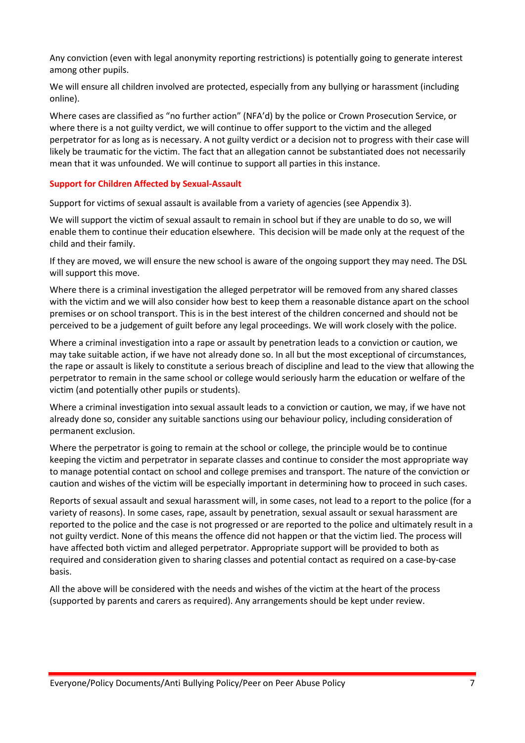Any conviction (even with legal anonymity reporting restrictions) is potentially going to generate interest among other pupils.

We will ensure all children involved are protected, especially from any bullying or harassment (including online).

Where cases are classified as "no further action" (NFA'd) by the police or Crown Prosecution Service, or where there is a not guilty verdict, we will continue to offer support to the victim and the alleged perpetrator for as long as is necessary. A not guilty verdict or a decision not to progress with their case will likely be traumatic for the victim. The fact that an allegation cannot be substantiated does not necessarily mean that it was unfounded. We will continue to support all parties in this instance.

### Support for Children Affected by Sexual-Assault

Support for victims of sexual assault is available from a variety of agencies (see Appendix 3).

We will support the victim of sexual assault to remain in school but if they are unable to do so, we will enable them to continue their education elsewhere. This decision will be made only at the request of the child and their family.

If they are moved, we will ensure the new school is aware of the ongoing support they may need. The DSL will support this move.

Where there is a criminal investigation the alleged perpetrator will be removed from any shared classes with the victim and we will also consider how best to keep them a reasonable distance apart on the school premises or on school transport. This is in the best interest of the children concerned and should not be perceived to be a judgement of guilt before any legal proceedings. We will work closely with the police.

Where a criminal investigation into a rape or assault by penetration leads to a conviction or caution, we may take suitable action, if we have not already done so. In all but the most exceptional of circumstances, the rape or assault is likely to constitute a serious breach of discipline and lead to the view that allowing the perpetrator to remain in the same school or college would seriously harm the education or welfare of the victim (and potentially other pupils or students).

Where a criminal investigation into sexual assault leads to a conviction or caution, we may, if we have not already done so, consider any suitable sanctions using our behaviour policy, including consideration of permanent exclusion.

Where the perpetrator is going to remain at the school or college, the principle would be to continue keeping the victim and perpetrator in separate classes and continue to consider the most appropriate way to manage potential contact on school and college premises and transport. The nature of the conviction or caution and wishes of the victim will be especially important in determining how to proceed in such cases.

Reports of sexual assault and sexual harassment will, in some cases, not lead to a report to the police (for a variety of reasons). In some cases, rape, assault by penetration, sexual assault or sexual harassment are reported to the police and the case is not progressed or are reported to the police and ultimately result in a not guilty verdict. None of this means the offence did not happen or that the victim lied. The process will have affected both victim and alleged perpetrator. Appropriate support will be provided to both as required and consideration given to sharing classes and potential contact as required on a case-by-case basis.

All the above will be considered with the needs and wishes of the victim at the heart of the process (supported by parents and carers as required). Any arrangements should be kept under review.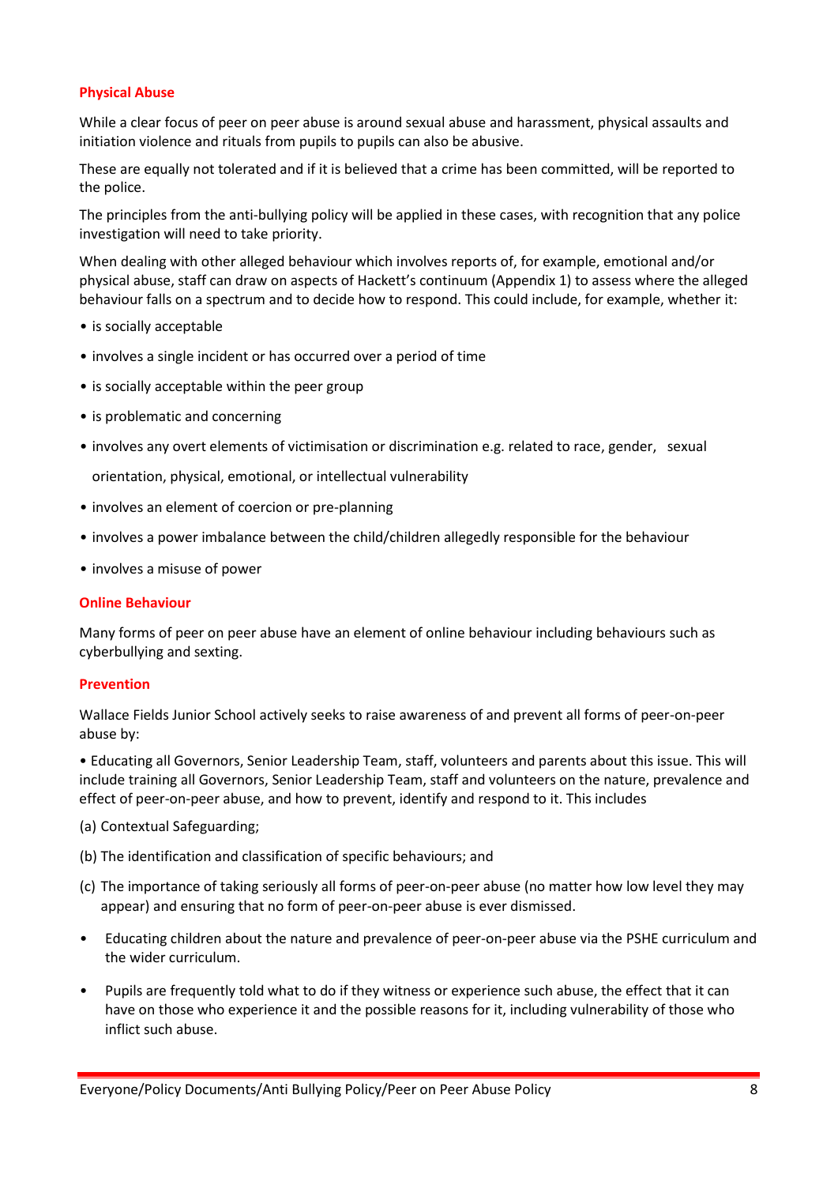### Physical Abuse

While a clear focus of peer on peer abuse is around sexual abuse and harassment, physical assaults and initiation violence and rituals from pupils to pupils can also be abusive.

These are equally not tolerated and if it is believed that a crime has been committed, will be reported to the police.

The principles from the anti-bullying policy will be applied in these cases, with recognition that any police investigation will need to take priority.

When dealing with other alleged behaviour which involves reports of, for example, emotional and/or physical abuse, staff can draw on aspects of Hackett's continuum (Appendix 1) to assess where the alleged behaviour falls on a spectrum and to decide how to respond. This could include, for example, whether it:

- is socially acceptable
- involves a single incident or has occurred over a period of time
- is socially acceptable within the peer group
- is problematic and concerning
- involves any overt elements of victimisation or discrimination e.g. related to race, gender, sexual orientation, physical, emotional, or intellectual vulnerability
- involves an element of coercion or pre-planning
- involves a power imbalance between the child/children allegedly responsible for the behaviour
- involves a misuse of power

### Online Behaviour

Many forms of peer on peer abuse have an element of online behaviour including behaviours such as cyberbullying and sexting.

### Prevention

Wallace Fields Junior School actively seeks to raise awareness of and prevent all forms of peer-on-peer abuse by:

- Educating all Governors, Senior Leadership Team, staff, volunteers and parents about this issue. This will include training all Governors, Senior Leadership Team, staff and volunteers on the nature, prevalence and effect of peer-on-peer abuse, and how to prevent, identify and respond to it. This includes

(a) Contextual Safeguarding;

(b) The identification and classification of specific behaviours; and

(c) The importance of taking seriously all forms of peer-on-peer abuse (no matter how low level they may appear) and ensuring that no form of peer-on-peer abuse is ever dismissed.

- Educating children about the nature and prevalence of peer-on-peer abuse via the PSHE curriculum and the wider curriculum.
- Pupils are frequently told what to do if they witness or experience such abuse, the effect that it can have on those who experience it and the possible reasons for it, including vulnerability of those who inflict such abuse.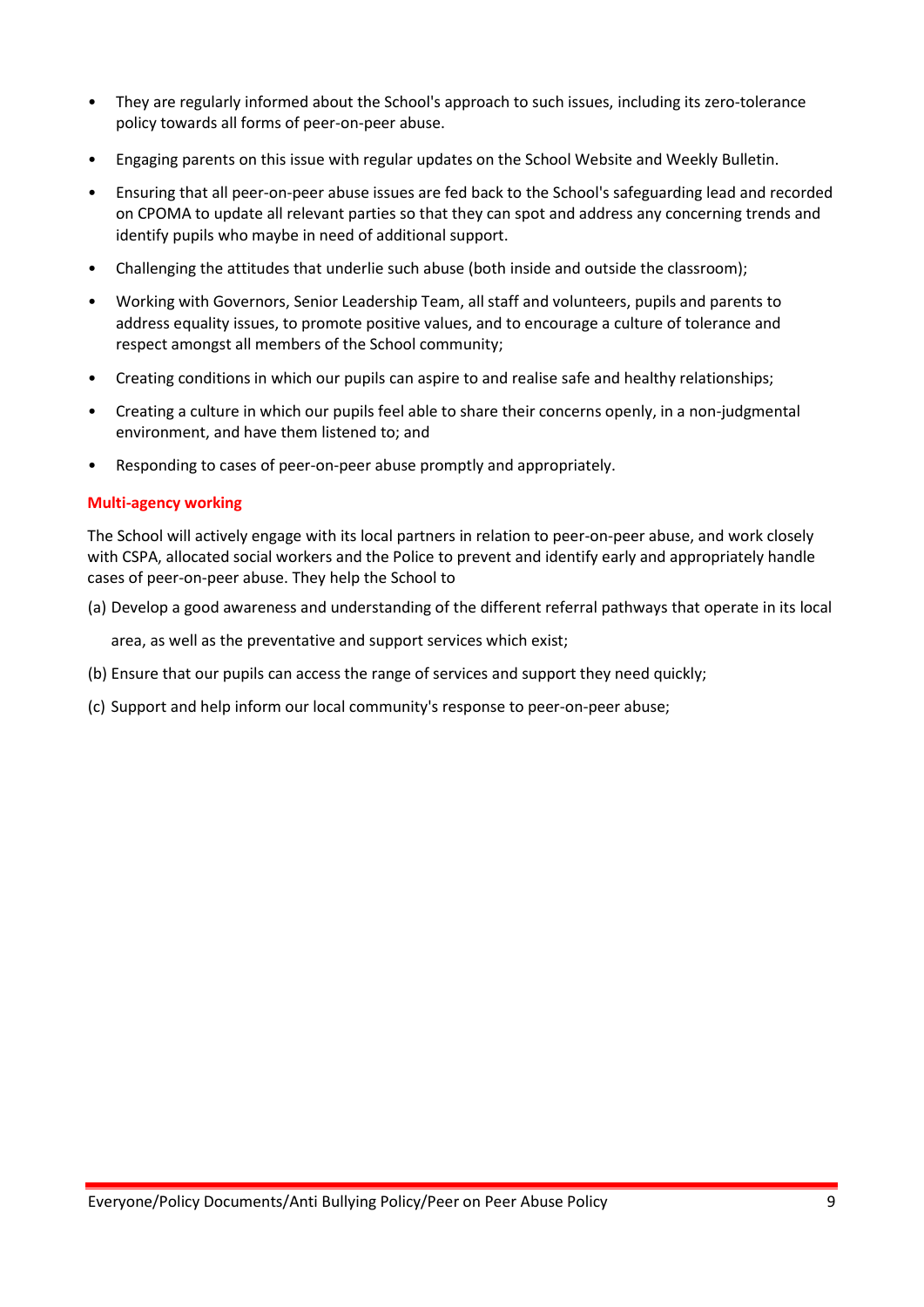- They are regularly informed about the School's approach to such issues, including its zero-tolerance policy towards all forms of peer-on-peer abuse.
- Engaging parents on this issue with regular updates on the School Website and Weekly Bulletin.
- Ensuring that all peer-on-peer abuse issues are fed back to the School's safeguarding lead and recorded on CPOMA to update all relevant parties so that they can spot and address any concerning trends and identify pupils who maybe in need of additional support.
- Challenging the attitudes that underlie such abuse (both inside and outside the classroom);
- Working with Governors, Senior Leadership Team, all staff and volunteers, pupils and parents to address equality issues, to promote positive values, and to encourage a culture of tolerance and respect amongst all members of the School community;
- Creating conditions in which our pupils can aspire to and realise safe and healthy relationships;
- Creating a culture in which our pupils feel able to share their concerns openly, in a non-judgmental environment, and have them listened to; and
- Responding to cases of peer-on-peer abuse promptly and appropriately.

**Multi-agency working**

The School will actively engage with its local partners in relation to peer-on-peer abuse, and work closely with CSPA, allocated social workers and the Police to prevent and identify early and appropriately handle cases of peer-on-peer abuse. They help the School to

(a) Develop a good awareness and understanding of the different referral pathways that operate in its local area, as well as the preventative and support services which exist;

(b) Ensure that our pupils can access the range of services and support they need quickly;

(c) Support and help inform our local community's response to peer-on-peer abuse;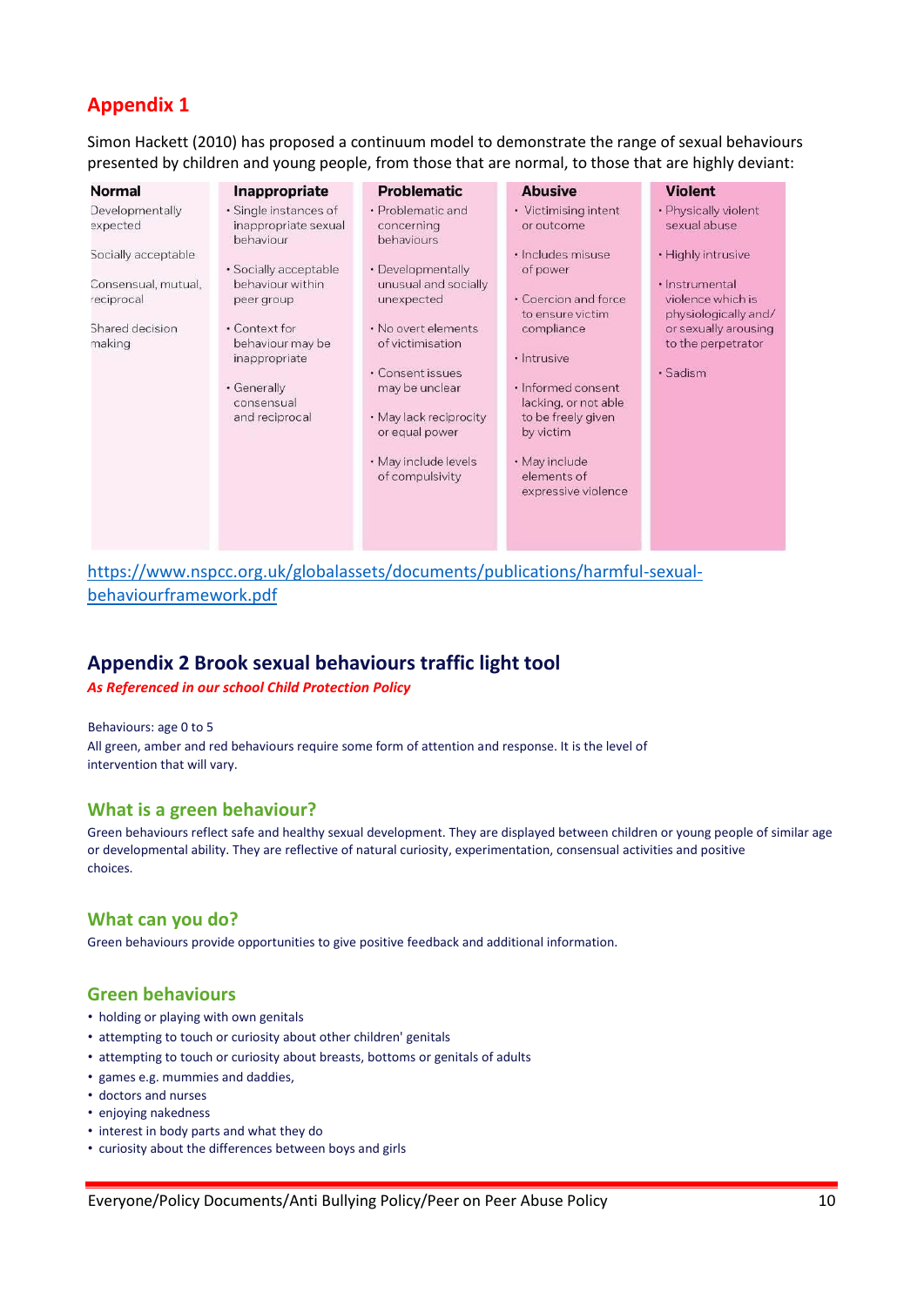## Appendix 1

Simon Hackett (2010) has proposed a continuum model to demonstrate the range of sexual behaviours presented by children and young people, from those that are normal, to those that are highly deviant:

| Normal | Inappropriate | Problematic | Abusive | Violent |
|---|---|---|---|---|
| Developmentally expected<br><br>Socially acceptable<br><br>Consensual, mutual, reciprocal<br><br>Shared decision making | • Single instances of inappropriate sexual behaviour<br><br>• Socially acceptable behaviour within peer group<br><br>• Context for behaviour may be inappropriate<br><br>• Generally consensual and reciprocal | • Problematic and concerning behaviours<br><br>• Developmentally unusual and socially unexpected<br><br>• No overt elements of victimisation<br><br>• Consent issues may be unclear<br><br>• May lack reciprocity or equal power<br><br>• May include levels of compulsivity | • Victimising intent or outcome<br><br>• Includes misuse of power<br><br>• Coercion and force to ensure victim compliance<br><br>• Intrusive<br><br>• Informed consent lacking, or not able to be freely given by victim<br><br>• May include elements of expressive violence | • Physically violent sexual abuse<br><br>• Highly intrusive<br><br>• Instrumental violence which is physiologically and/or sexually arousing to the perpetrator<br><br>• Sadism |

https://www.nspcc.org.uk/globalassets/documents/publications/harmful-sexual-behaviourframework.pdf

## Appendix 2 Brook sexual behaviours traffic light tool

***As Referenced in our school Child Protection Policy***

Behaviours: age 0 to 5
All green, amber and red behaviours require some form of attention and response. It is the level of intervention that will vary.

### What is a green behaviour?

Green behaviours reflect safe and healthy sexual development. They are displayed between children or young people of similar age or developmental ability. They are reflective of natural curiosity, experimentation, consensual activities and positive choices.

### What can you do?

Green behaviours provide opportunities to give positive feedback and additional information.

### Green behaviours

- holding or playing with own genitals
- attempting to touch or curiosity about other children' genitals
- attempting to touch or curiosity about breasts, bottoms or genitals of adults
- games e.g. mummies and daddies,
- doctors and nurses
- enjoying nakedness
- interest in body parts and what they do
- curiosity about the differences between boys and girls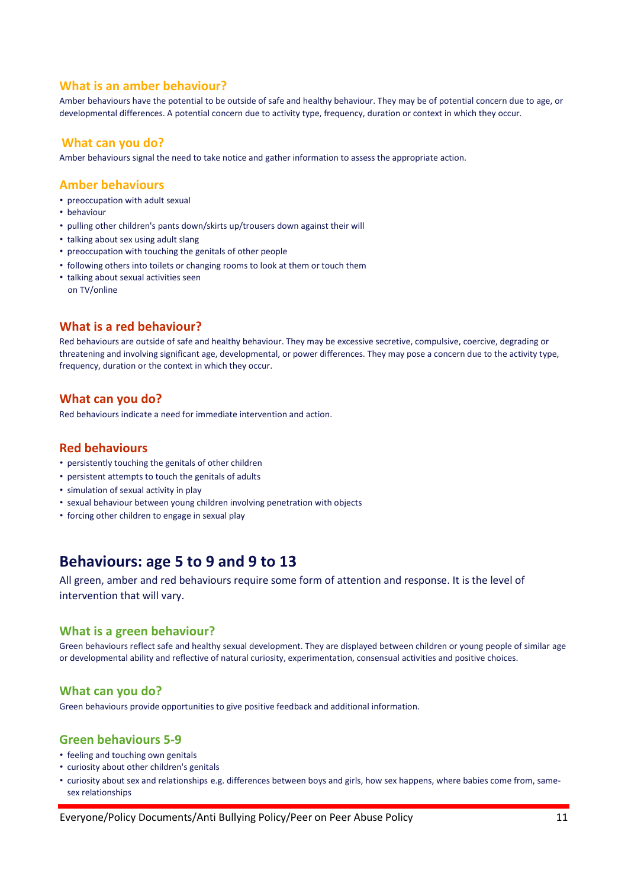### What is an amber behaviour?

Amber behaviours have the potential to be outside of safe and healthy behaviour. They may be of potential concern due to age, or developmental differences. A potential concern due to activity type, frequency, duration or context in which they occur.

### What can you do?

Amber behaviours signal the need to take notice and gather information to assess the appropriate action.

### Amber behaviours

- preoccupation with adult sexual
- behaviour
- pulling other children's pants down/skirts up/trousers down against their will
- talking about sex using adult slang
- preoccupation with touching the genitals of other people
- following others into toilets or changing rooms to look at them or touch them
- talking about sexual activities seen on TV/online

### What is a red behaviour?

Red behaviours are outside of safe and healthy behaviour. They may be excessive secretive, compulsive, coercive, degrading or threatening and involving significant age, developmental, or power differences. They may pose a concern due to the activity type, frequency, duration or the context in which they occur.

### What can you do?

Red behaviours indicate a need for immediate intervention and action.

### Red behaviours

- persistently touching the genitals of other children
- persistent attempts to touch the genitals of adults
- simulation of sexual activity in play
- sexual behaviour between young children involving penetration with objects
- forcing other children to engage in sexual play

## Behaviours: age 5 to 9 and 9 to 13

All green, amber and red behaviours require some form of attention and response. It is the level of intervention that will vary.

### What is a green behaviour?

Green behaviours reflect safe and healthy sexual development. They are displayed between children or young people of similar age or developmental ability and reflective of natural curiosity, experimentation, consensual activities and positive choices.

### What can you do?

Green behaviours provide opportunities to give positive feedback and additional information.

### Green behaviours 5-9

- feeling and touching own genitals
- curiosity about other children's genitals
- curiosity about sex and relationships e.g. differences between boys and girls, how sex happens, where babies come from, same-sex relationships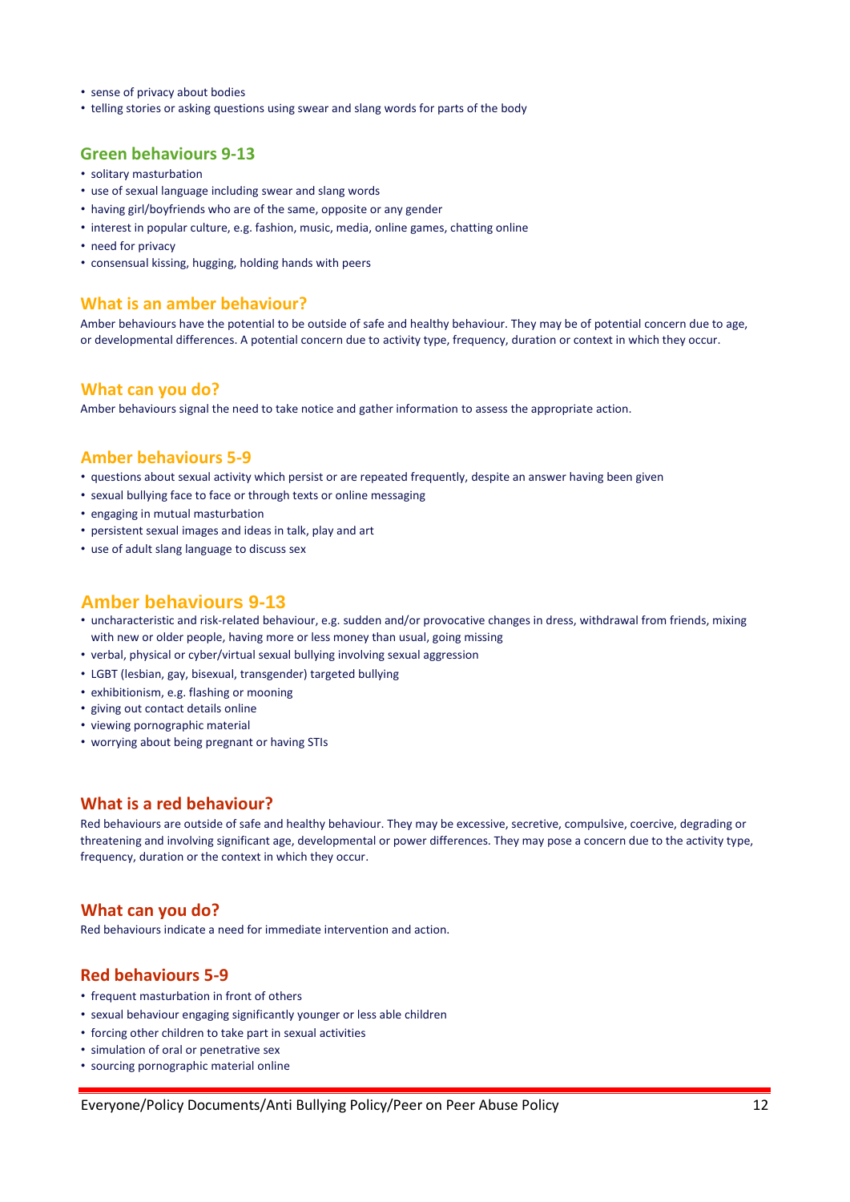- sense of privacy about bodies
- telling stories or asking questions using swear and slang words for parts of the body

## Green behaviours 9-13

- solitary masturbation
- use of sexual language including swear and slang words
- having girl/boyfriends who are of the same, opposite or any gender
- interest in popular culture, e.g. fashion, music, media, online games, chatting online
- need for privacy
- consensual kissing, hugging, holding hands with peers

## What is an amber behaviour?

Amber behaviours have the potential to be outside of safe and healthy behaviour. They may be of potential concern due to age, or developmental differences. A potential concern due to activity type, frequency, duration or context in which they occur.

## What can you do?

Amber behaviours signal the need to take notice and gather information to assess the appropriate action.

## Amber behaviours 5-9

- questions about sexual activity which persist or are repeated frequently, despite an answer having been given
- sexual bullying face to face or through texts or online messaging
- engaging in mutual masturbation
- persistent sexual images and ideas in talk, play and art
- use of adult slang language to discuss sex

## Amber behaviours 9-13

- uncharacteristic and risk-related behaviour, e.g. sudden and/or provocative changes in dress, withdrawal from friends, mixing with new or older people, having more or less money than usual, going missing
- verbal, physical or cyber/virtual sexual bullying involving sexual aggression
- LGBT (lesbian, gay, bisexual, transgender) targeted bullying
- exhibitionism, e.g. flashing or mooning
- giving out contact details online
- viewing pornographic material
- worrying about being pregnant or having STIs

## What is a red behaviour?

Red behaviours are outside of safe and healthy behaviour. They may be excessive, secretive, compulsive, coercive, degrading or threatening and involving significant age, developmental or power differences. They may pose a concern due to the activity type, frequency, duration or the context in which they occur.

## What can you do?

Red behaviours indicate a need for immediate intervention and action.

## Red behaviours 5-9

- frequent masturbation in front of others
- sexual behaviour engaging significantly younger or less able children
- forcing other children to take part in sexual activities
- simulation of oral or penetrative sex
- sourcing pornographic material online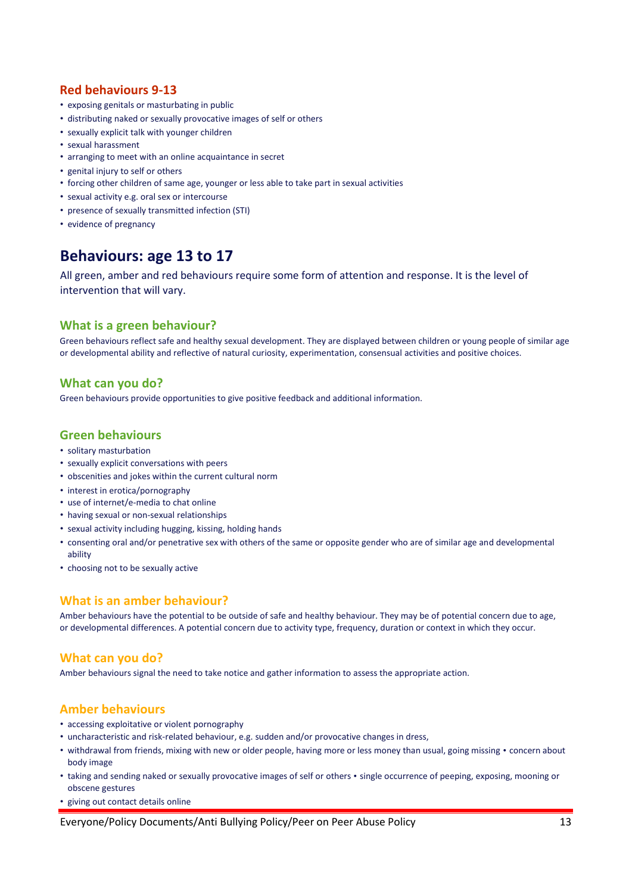### Red behaviours 9-13

- exposing genitals or masturbating in public
- distributing naked or sexually provocative images of self or others
- sexually explicit talk with younger children
- sexual harassment
- arranging to meet with an online acquaintance in secret
- genital injury to self or others
- forcing other children of same age, younger or less able to take part in sexual activities
- sexual activity e.g. oral sex or intercourse
- presence of sexually transmitted infection (STI)
- evidence of pregnancy

## Behaviours: age 13 to 17

All green, amber and red behaviours require some form of attention and response. It is the level of intervention that will vary.

### What is a green behaviour?

Green behaviours reflect safe and healthy sexual development. They are displayed between children or young people of similar age or developmental ability and reflective of natural curiosity, experimentation, consensual activities and positive choices.

### What can you do?

Green behaviours provide opportunities to give positive feedback and additional information.

### Green behaviours

- solitary masturbation
- sexually explicit conversations with peers
- obscenities and jokes within the current cultural norm
- interest in erotica/pornography
- use of internet/e-media to chat online
- having sexual or non-sexual relationships
- sexual activity including hugging, kissing, holding hands
- consenting oral and/or penetrative sex with others of the same or opposite gender who are of similar age and developmental ability
- choosing not to be sexually active

### What is an amber behaviour?

Amber behaviours have the potential to be outside of safe and healthy behaviour. They may be of potential concern due to age, or developmental differences. A potential concern due to activity type, frequency, duration or context in which they occur.

### What can you do?

Amber behaviours signal the need to take notice and gather information to assess the appropriate action.

### Amber behaviours

- accessing exploitative or violent pornography
- uncharacteristic and risk-related behaviour, e.g. sudden and/or provocative changes in dress,
- withdrawal from friends, mixing with new or older people, having more or less money than usual, going missing • concern about body image
- taking and sending naked or sexually provocative images of self or others • single occurrence of peeping, exposing, mooning or obscene gestures
- giving out contact details online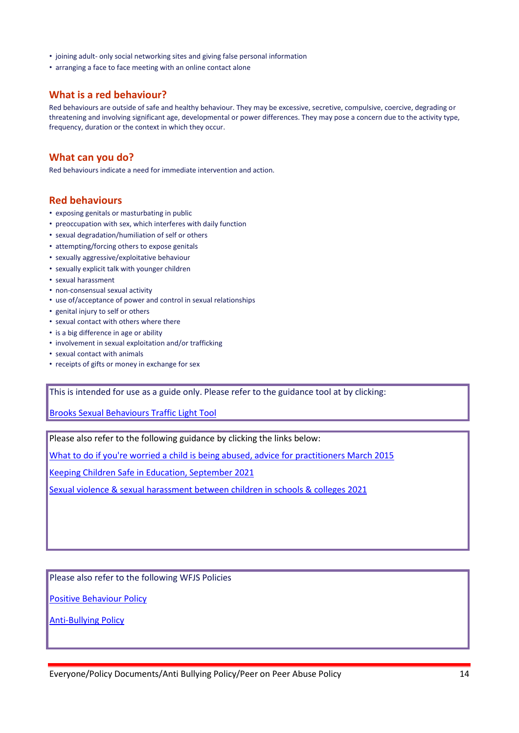- joining adult- only social networking sites and giving false personal information
- arranging a face to face meeting with an online contact alone

## What is a red behaviour?

Red behaviours are outside of safe and healthy behaviour. They may be excessive, secretive, compulsive, coercive, degrading or threatening and involving significant age, developmental or power differences. They may pose a concern due to the activity type, frequency, duration or the context in which they occur.

## What can you do?

Red behaviours indicate a need for immediate intervention and action.

## Red behaviours

- exposing genitals or masturbating in public
- preoccupation with sex, which interferes with daily function
- sexual degradation/humiliation of self or others
- attempting/forcing others to expose genitals
- sexually aggressive/exploitative behaviour
- sexually explicit talk with younger children
- sexual harassment
- non-consensual sexual activity
- use of/acceptance of power and control in sexual relationships
- genital injury to self or others
- sexual contact with others where there
- is a big difference in age or ability
- involvement in sexual exploitation and/or trafficking
- sexual contact with animals
- receipts of gifts or money in exchange for sex

This is intended for use as a guide only. Please refer to the guidance tool at by clicking:

Brooks Sexual Behaviours Traffic Light Tool

Please also refer to the following guidance by clicking the links below:

What to do if you're worried a child is being abused, advice for practitioners March 2015

Keeping Children Safe in Education, September 2021

Sexual violence & sexual harassment between children in schools & colleges 2021

Please also refer to the following WFJS Policies

Positive Behaviour Policy

Anti-Bullying Policy